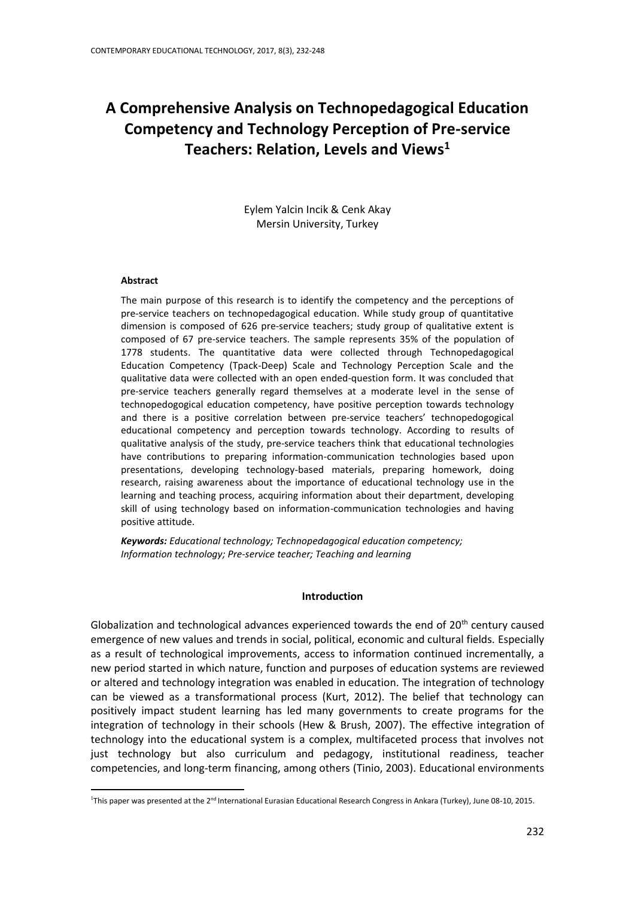# A Comprehensive Analysis on Technopedagogical Education Competency and Technology Perception of Pre-service Teachers: Relation, Levels and Views[1]

Eylem Yalcin Incik & Cenk Akay
Mersin University, Turkey

### Abstract

The main purpose of this research is to identify the competency and the perceptions of pre-service teachers on technopedagogical education. While study group of quantitative dimension is composed of 626 pre-service teachers; study group of qualitative extent is composed of 67 pre-service teachers. The sample represents 35% of the population of 1778 students. The quantitative data were collected through Technopedagogical Education Competency (Tpack-Deep) Scale and Technology Perception Scale and the qualitative data were collected with an open ended-question form. It was concluded that pre-service teachers generally regard themselves at a moderate level in the sense of technopedogogical education competency, have positive perception towards technology and there is a positive correlation between pre-service teachers' technopedogogical educational competency and perception towards technology. According to results of qualitative analysis of the study, pre-service teachers think that educational technologies have contributions to preparing information-communication technologies based upon presentations, developing technology-based materials, preparing homework, doing research, raising awareness about the importance of educational technology use in the learning and teaching process, acquiring information about their department, developing skill of using technology based on information-communication technologies and having positive attitude.

***Keywords:*** *Educational technology; Technopedagogical education competency; Information technology; Pre-service teacher; Teaching and learning*

## Introduction

Globalization and technological advances experienced towards the end of 20th century caused emergence of new values and trends in social, political, economic and cultural fields. Especially as a result of technological improvements, access to information continued incrementally, a new period started in which nature, function and purposes of education systems are reviewed or altered and technology integration was enabled in education. The integration of technology can be viewed as a transformational process (Kurt, 2012). The belief that technology can positively impact student learning has led many governments to create programs for the integration of technology in their schools (Hew & Brush, 2007). The effective integration of technology into the educational system is a complex, multifaceted process that involves not just technology but also curriculum and pedagogy, institutional readiness, teacher competencies, and long-term financing, among others (Tinio, 2003). Educational environments

[1]This paper was presented at the 2nd International Eurasian Educational Research Congress in Ankara (Turkey), June 08-10, 2015.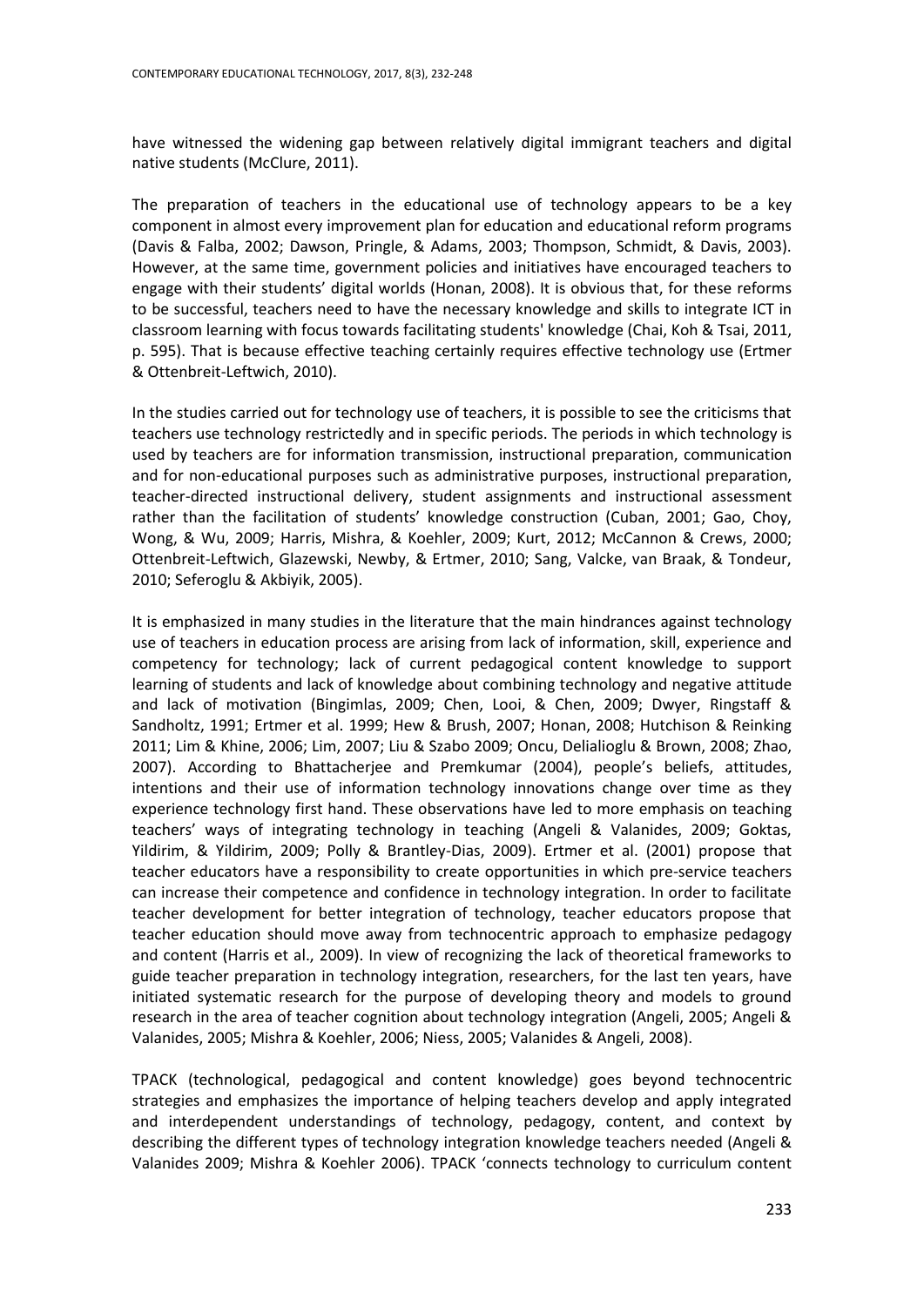have witnessed the widening gap between relatively digital immigrant teachers and digital native students (McClure, 2011).

The preparation of teachers in the educational use of technology appears to be a key component in almost every improvement plan for education and educational reform programs (Davis & Falba, 2002; Dawson, Pringle, & Adams, 2003; Thompson, Schmidt, & Davis, 2003). However, at the same time, government policies and initiatives have encouraged teachers to engage with their students' digital worlds (Honan, 2008). It is obvious that, for these reforms to be successful, teachers need to have the necessary knowledge and skills to integrate ICT in classroom learning with focus towards facilitating students' knowledge (Chai, Koh & Tsai, 2011, p. 595). That is because effective teaching certainly requires effective technology use (Ertmer & Ottenbreit-Leftwich, 2010).

In the studies carried out for technology use of teachers, it is possible to see the criticisms that teachers use technology restrictedly and in specific periods. The periods in which technology is used by teachers are for information transmission, instructional preparation, communication and for non-educational purposes such as administrative purposes, instructional preparation, teacher-directed instructional delivery, student assignments and instructional assessment rather than the facilitation of students' knowledge construction (Cuban, 2001; Gao, Choy, Wong, & Wu, 2009; Harris, Mishra, & Koehler, 2009; Kurt, 2012; McCannon & Crews, 2000; Ottenbreit-Leftwich, Glazewski, Newby, & Ertmer, 2010; Sang, Valcke, van Braak, & Tondeur, 2010; Seferoglu & Akbiyik, 2005).

It is emphasized in many studies in the literature that the main hindrances against technology use of teachers in education process are arising from lack of information, skill, experience and competency for technology; lack of current pedagogical content knowledge to support learning of students and lack of knowledge about combining technology and negative attitude and lack of motivation (Bingimlas, 2009; Chen, Looi, & Chen, 2009; Dwyer, Ringstaff & Sandholtz, 1991; Ertmer et al. 1999; Hew & Brush, 2007; Honan, 2008; Hutchison & Reinking 2011; Lim & Khine, 2006; Lim, 2007; Liu & Szabo 2009; Oncu, Delialioglu & Brown, 2008; Zhao, 2007). According to Bhattacherjee and Premkumar (2004), people's beliefs, attitudes, intentions and their use of information technology innovations change over time as they experience technology first hand. These observations have led to more emphasis on teaching teachers' ways of integrating technology in teaching (Angeli & Valanides, 2009; Goktas, Yildirim, & Yildirim, 2009; Polly & Brantley-Dias, 2009). Ertmer et al. (2001) propose that teacher educators have a responsibility to create opportunities in which pre-service teachers can increase their competence and confidence in technology integration. In order to facilitate teacher development for better integration of technology, teacher educators propose that teacher education should move away from technocentric approach to emphasize pedagogy and content (Harris et al., 2009). In view of recognizing the lack of theoretical frameworks to guide teacher preparation in technology integration, researchers, for the last ten years, have initiated systematic research for the purpose of developing theory and models to ground research in the area of teacher cognition about technology integration (Angeli, 2005; Angeli & Valanides, 2005; Mishra & Koehler, 2006; Niess, 2005; Valanides & Angeli, 2008).

TPACK (technological, pedagogical and content knowledge) goes beyond technocentric strategies and emphasizes the importance of helping teachers develop and apply integrated and interdependent understandings of technology, pedagogy, content, and context by describing the different types of technology integration knowledge teachers needed (Angeli & Valanides 2009; Mishra & Koehler 2006). TPACK 'connects technology to curriculum content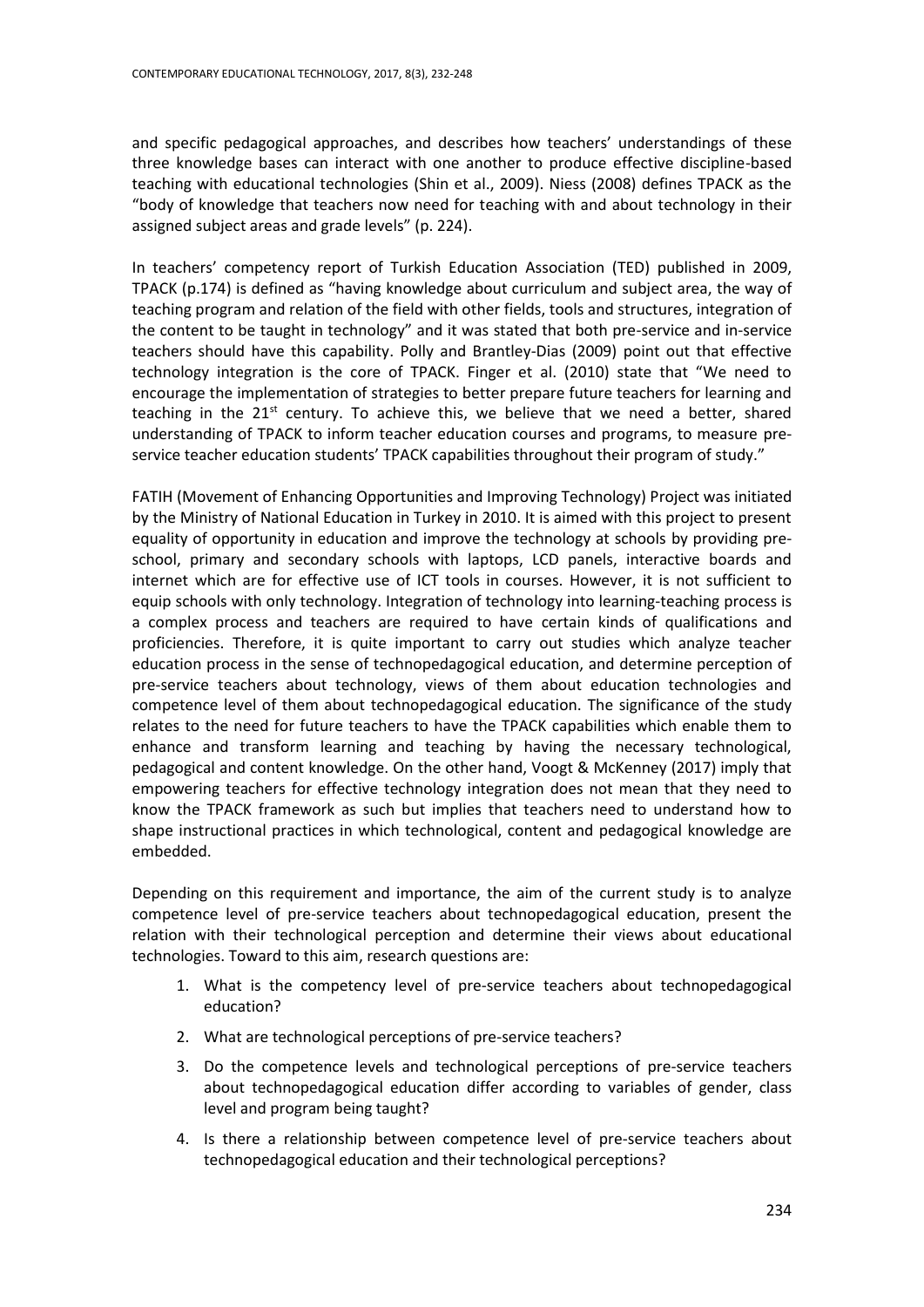and specific pedagogical approaches, and describes how teachers' understandings of these three knowledge bases can interact with one another to produce effective discipline-based teaching with educational technologies (Shin et al., 2009). Niess (2008) defines TPACK as the "body of knowledge that teachers now need for teaching with and about technology in their assigned subject areas and grade levels" (p. 224).

In teachers' competency report of Turkish Education Association (TED) published in 2009, TPACK (p.174) is defined as "having knowledge about curriculum and subject area, the way of teaching program and relation of the field with other fields, tools and structures, integration of the content to be taught in technology" and it was stated that both pre-service and in-service teachers should have this capability. Polly and Brantley-Dias (2009) point out that effective technology integration is the core of TPACK. Finger et al. (2010) state that "We need to encourage the implementation of strategies to better prepare future teachers for learning and teaching in the 21st century. To achieve this, we believe that we need a better, shared understanding of TPACK to inform teacher education courses and programs, to measure pre-service teacher education students' TPACK capabilities throughout their program of study."

FATIH (Movement of Enhancing Opportunities and Improving Technology) Project was initiated by the Ministry of National Education in Turkey in 2010. It is aimed with this project to present equality of opportunity in education and improve the technology at schools by providing pre-school, primary and secondary schools with laptops, LCD panels, interactive boards and internet which are for effective use of ICT tools in courses. However, it is not sufficient to equip schools with only technology. Integration of technology into learning-teaching process is a complex process and teachers are required to have certain kinds of qualifications and proficiencies. Therefore, it is quite important to carry out studies which analyze teacher education process in the sense of technopedagogical education, and determine perception of pre-service teachers about technology, views of them about education technologies and competence level of them about technopedagogical education. The significance of the study relates to the need for future teachers to have the TPACK capabilities which enable them to enhance and transform learning and teaching by having the necessary technological, pedagogical and content knowledge. On the other hand, Voogt & McKenney (2017) imply that empowering teachers for effective technology integration does not mean that they need to know the TPACK framework as such but implies that teachers need to understand how to shape instructional practices in which technological, content and pedagogical knowledge are embedded.

Depending on this requirement and importance, the aim of the current study is to analyze competence level of pre-service teachers about technopedagogical education, present the relation with their technological perception and determine their views about educational technologies. Toward to this aim, research questions are:

1. What is the competency level of pre-service teachers about technopedagogical education?
2. What are technological perceptions of pre-service teachers?
3. Do the competence levels and technological perceptions of pre-service teachers about technopedagogical education differ according to variables of gender, class level and program being taught?
4. Is there a relationship between competence level of pre-service teachers about technopedagogical education and their technological perceptions?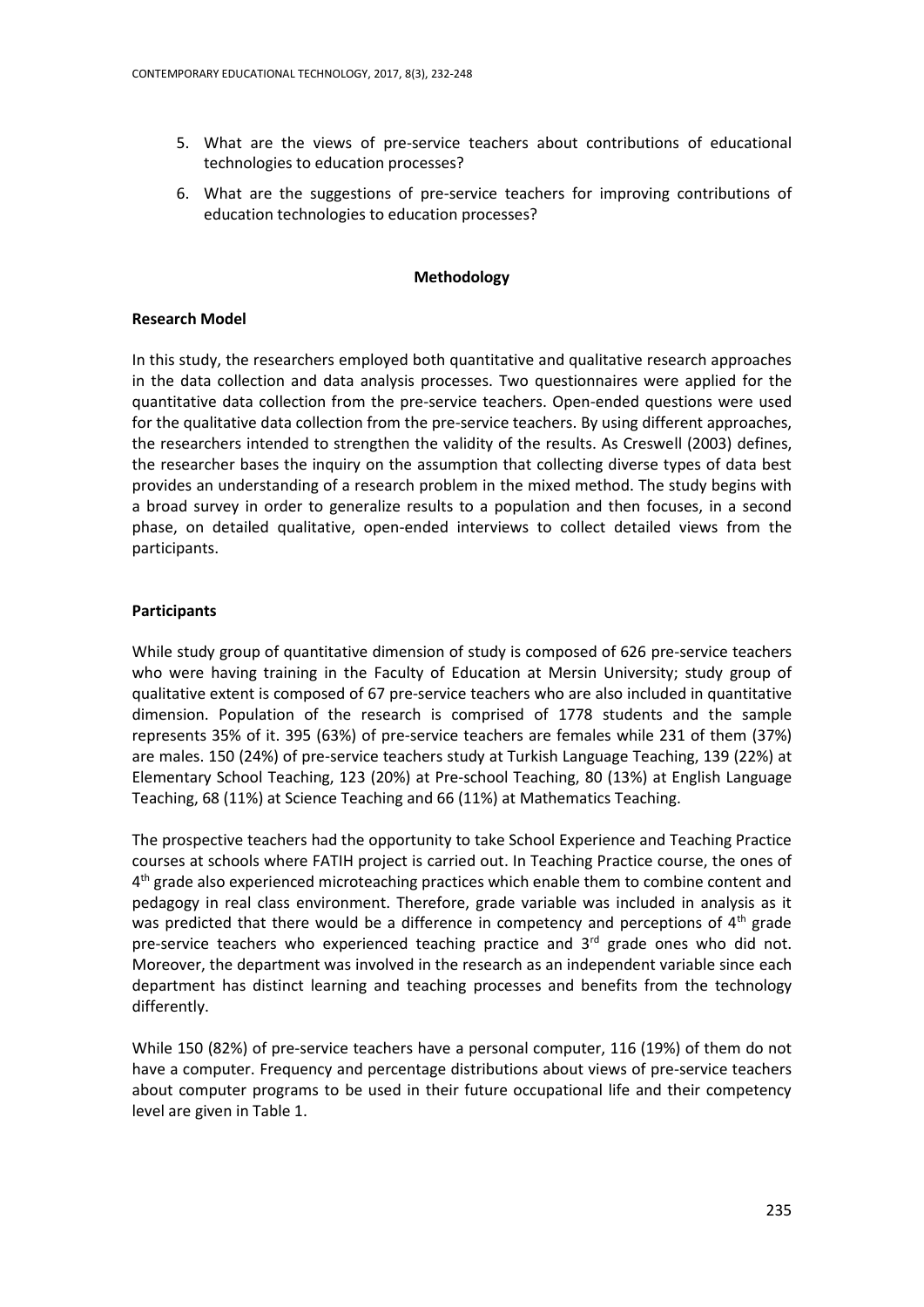5. What are the views of pre-service teachers about contributions of educational technologies to education processes?
6. What are the suggestions of pre-service teachers for improving contributions of education technologies to education processes?

## Methodology

### Research Model

In this study, the researchers employed both quantitative and qualitative research approaches in the data collection and data analysis processes. Two questionnaires were applied for the quantitative data collection from the pre-service teachers. Open-ended questions were used for the qualitative data collection from the pre-service teachers. By using different approaches, the researchers intended to strengthen the validity of the results. As Creswell (2003) defines, the researcher bases the inquiry on the assumption that collecting diverse types of data best provides an understanding of a research problem in the mixed method. The study begins with a broad survey in order to generalize results to a population and then focuses, in a second phase, on detailed qualitative, open-ended interviews to collect detailed views from the participants.

### Participants

While study group of quantitative dimension of study is composed of 626 pre-service teachers who were having training in the Faculty of Education at Mersin University; study group of qualitative extent is composed of 67 pre-service teachers who are also included in quantitative dimension. Population of the research is comprised of 1778 students and the sample represents 35% of it. 395 (63%) of pre-service teachers are females while 231 of them (37%) are males. 150 (24%) of pre-service teachers study at Turkish Language Teaching, 139 (22%) at Elementary School Teaching, 123 (20%) at Pre-school Teaching, 80 (13%) at English Language Teaching, 68 (11%) at Science Teaching and 66 (11%) at Mathematics Teaching.

The prospective teachers had the opportunity to take School Experience and Teaching Practice courses at schools where FATIH project is carried out. In Teaching Practice course, the ones of 4th grade also experienced microteaching practices which enable them to combine content and pedagogy in real class environment. Therefore, grade variable was included in analysis as it was predicted that there would be a difference in competency and perceptions of 4th grade pre-service teachers who experienced teaching practice and 3rd grade ones who did not. Moreover, the department was involved in the research as an independent variable since each department has distinct learning and teaching processes and benefits from the technology differently.

While 150 (82%) of pre-service teachers have a personal computer, 116 (19%) of them do not have a computer. Frequency and percentage distributions about views of pre-service teachers about computer programs to be used in their future occupational life and their competency level are given in Table 1.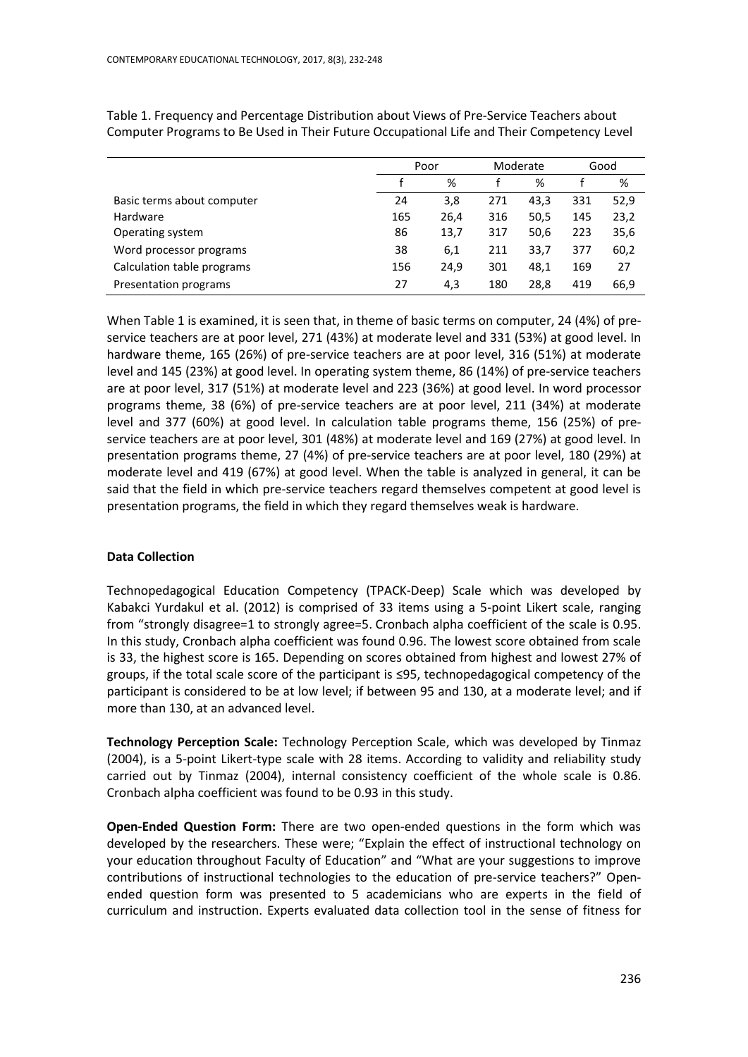Table 1. Frequency and Percentage Distribution about Views of Pre-Service Teachers about Computer Programs to Be Used in Their Future Occupational Life and Their Competency Level

| | Poor | | Moderate | | Good | |
|---|---|---|---|---|---|---|
| | f | % | f | % | f | % |
| Basic terms about computer | 24 | 3,8 | 271 | 43,3 | 331 | 52,9 |
| Hardware | 165 | 26,4 | 316 | 50,5 | 145 | 23,2 |
| Operating system | 86 | 13,7 | 317 | 50,6 | 223 | 35,6 |
| Word processor programs | 38 | 6,1 | 211 | 33,7 | 377 | 60,2 |
| Calculation table programs | 156 | 24,9 | 301 | 48,1 | 169 | 27 |
| Presentation programs | 27 | 4,3 | 180 | 28,8 | 419 | 66,9 |

When Table 1 is examined, it is seen that, in theme of basic terms on computer, 24 (4%) of pre-service teachers are at poor level, 271 (43%) at moderate level and 331 (53%) at good level. In hardware theme, 165 (26%) of pre-service teachers are at poor level, 316 (51%) at moderate level and 145 (23%) at good level. In operating system theme, 86 (14%) of pre-service teachers are at poor level, 317 (51%) at moderate level and 223 (36%) at good level. In word processor programs theme, 38 (6%) of pre-service teachers are at poor level, 211 (34%) at moderate level and 377 (60%) at good level. In calculation table programs theme, 156 (25%) of pre-service teachers are at poor level, 301 (48%) at moderate level and 169 (27%) at good level. In presentation programs theme, 27 (4%) of pre-service teachers are at poor level, 180 (29%) at moderate level and 419 (67%) at good level. When the table is analyzed in general, it can be said that the field in which pre-service teachers regard themselves competent at good level is presentation programs, the field in which they regard themselves weak is hardware.

### Data Collection

Technopedagogical Education Competency (TPACK-Deep) Scale which was developed by Kabakci Yurdakul et al. (2012) is comprised of 33 items using a 5-point Likert scale, ranging from "strongly disagree=1 to strongly agree=5. Cronbach alpha coefficient of the scale is 0.95. In this study, Cronbach alpha coefficient was found 0.96. The lowest score obtained from scale is 33, the highest score is 165. Depending on scores obtained from highest and lowest 27% of groups, if the total scale score of the participant is ≤95, technopedagogical competency of the participant is considered to be at low level; if between 95 and 130, at a moderate level; and if more than 130, at an advanced level.

**Technology Perception Scale:** Technology Perception Scale, which was developed by Tinmaz (2004), is a 5-point Likert-type scale with 28 items. According to validity and reliability study carried out by Tinmaz (2004), internal consistency coefficient of the whole scale is 0.86. Cronbach alpha coefficient was found to be 0.93 in this study.

**Open-Ended Question Form:** There are two open-ended questions in the form which was developed by the researchers. These were; "Explain the effect of instructional technology on your education throughout Faculty of Education" and "What are your suggestions to improve contributions of instructional technologies to the education of pre-service teachers?" Open-ended question form was presented to 5 academicians who are experts in the field of curriculum and instruction. Experts evaluated data collection tool in the sense of fitness for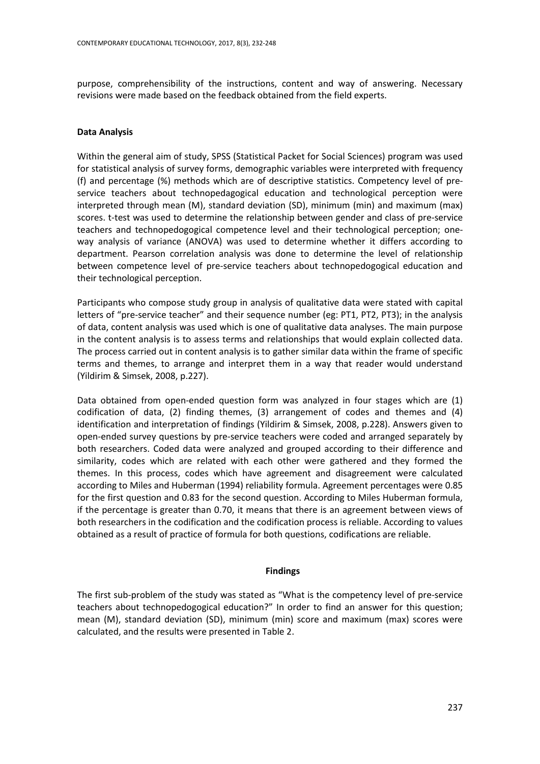purpose, comprehensibility of the instructions, content and way of answering. Necessary revisions were made based on the feedback obtained from the field experts.

**Data Analysis**

Within the general aim of study, SPSS (Statistical Packet for Social Sciences) program was used for statistical analysis of survey forms, demographic variables were interpreted with frequency (f) and percentage (%) methods which are of descriptive statistics. Competency level of pre-service teachers about technopedagogical education and technological perception were interpreted through mean (M), standard deviation (SD), minimum (min) and maximum (max) scores. t-test was used to determine the relationship between gender and class of pre-service teachers and technopedogogical competence level and their technological perception; one-way analysis of variance (ANOVA) was used to determine whether it differs according to department. Pearson correlation analysis was done to determine the level of relationship between competence level of pre-service teachers about technopedogogical education and their technological perception.

Participants who compose study group in analysis of qualitative data were stated with capital letters of "pre-service teacher" and their sequence number (eg: PT1, PT2, PT3); in the analysis of data, content analysis was used which is one of qualitative data analyses. The main purpose in the content analysis is to assess terms and relationships that would explain collected data. The process carried out in content analysis is to gather similar data within the frame of specific terms and themes, to arrange and interpret them in a way that reader would understand (Yildirim & Simsek, 2008, p.227).

Data obtained from open-ended question form was analyzed in four stages which are (1) codification of data, (2) finding themes, (3) arrangement of codes and themes and (4) identification and interpretation of findings (Yildirim & Simsek, 2008, p.228). Answers given to open-ended survey questions by pre-service teachers were coded and arranged separately by both researchers. Coded data were analyzed and grouped according to their difference and similarity, codes which are related with each other were gathered and they formed the themes. In this process, codes which have agreement and disagreement were calculated according to Miles and Huberman (1994) reliability formula. Agreement percentages were 0.85 for the first question and 0.83 for the second question. According to Miles Huberman formula, if the percentage is greater than 0.70, it means that there is an agreement between views of both researchers in the codification and the codification process is reliable. According to values obtained as a result of practice of formula for both questions, codifications are reliable.

**Findings**

The first sub-problem of the study was stated as "What is the competency level of pre-service teachers about technopedogogical education?" In order to find an answer for this question; mean (M), standard deviation (SD), minimum (min) score and maximum (max) scores were calculated, and the results were presented in Table 2.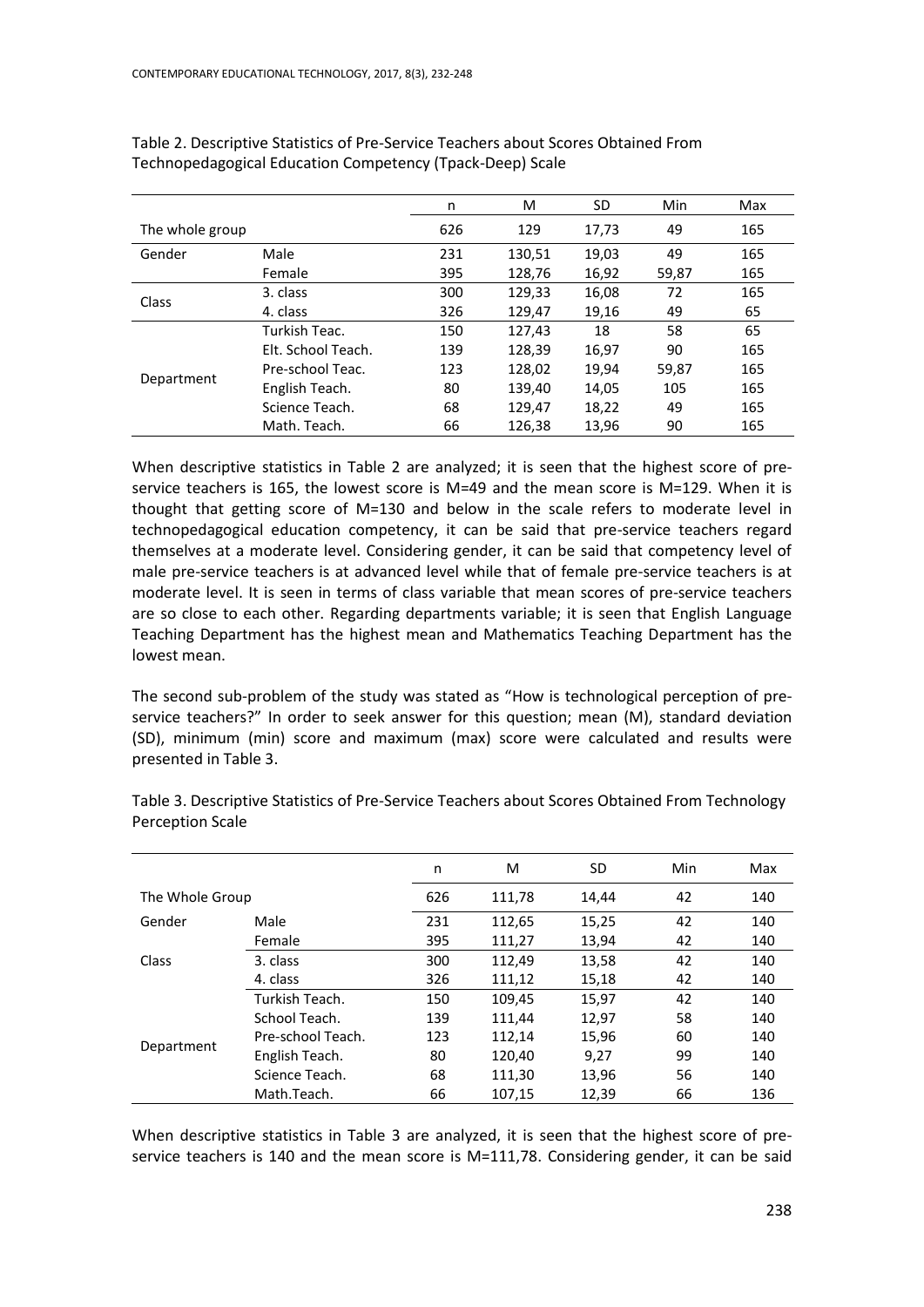Table 2. Descriptive Statistics of Pre-Service Teachers about Scores Obtained From Technopedagogical Education Competency (Tpack-Deep) Scale

| | | n | M | SD | Min | Max |
|---|---|---|---|---|---|---|
| The whole group | | 626 | 129 | 17,73 | 49 | 165 |
| Gender | Male | 231 | 130,51 | 19,03 | 49 | 165 |
| | Female | 395 | 128,76 | 16,92 | 59,87 | 165 |
| Class | 3. class | 300 | 129,33 | 16,08 | 72 | 165 |
| | 4. class | 326 | 129,47 | 19,16 | 49 | 65 |
| Department | Turkish Teac. | 150 | 127,43 | 18 | 58 | 65 |
| | Elt. School Teach. | 139 | 128,39 | 16,97 | 90 | 165 |
| | Pre-school Teac. | 123 | 128,02 | 19,94 | 59,87 | 165 |
| | English Teach. | 80 | 139,40 | 14,05 | 105 | 165 |
| | Science Teach. | 68 | 129,47 | 18,22 | 49 | 165 |
| | Math. Teach. | 66 | 126,38 | 13,96 | 90 | 165 |

When descriptive statistics in Table 2 are analyzed; it is seen that the highest score of pre-service teachers is 165, the lowest score is M=49 and the mean score is M=129. When it is thought that getting score of M=130 and below in the scale refers to moderate level in technopedagogical education competency, it can be said that pre-service teachers regard themselves at a moderate level. Considering gender, it can be said that competency level of male pre-service teachers is at advanced level while that of female pre-service teachers is at moderate level. It is seen in terms of class variable that mean scores of pre-service teachers are so close to each other. Regarding departments variable; it is seen that English Language Teaching Department has the highest mean and Mathematics Teaching Department has the lowest mean.

The second sub-problem of the study was stated as "How is technological perception of pre-service teachers?" In order to seek answer for this question; mean (M), standard deviation (SD), minimum (min) score and maximum (max) score were calculated and results were presented in Table 3.

Table 3. Descriptive Statistics of Pre-Service Teachers about Scores Obtained From Technology Perception Scale

| | | n | M | SD | Min | Max |
|---|---|---|---|---|---|---|
| The Whole Group | | 626 | 111,78 | 14,44 | 42 | 140 |
| Gender | Male | 231 | 112,65 | 15,25 | 42 | 140 |
| | Female | 395 | 111,27 | 13,94 | 42 | 140 |
| Class | 3. class | 300 | 112,49 | 13,58 | 42 | 140 |
| | 4. class | 326 | 111,12 | 15,18 | 42 | 140 |
| Department | Turkish Teach. | 150 | 109,45 | 15,97 | 42 | 140 |
| | School Teach. | 139 | 111,44 | 12,97 | 58 | 140 |
| | Pre-school Teach. | 123 | 112,14 | 15,96 | 60 | 140 |
| | English Teach. | 80 | 120,40 | 9,27 | 99 | 140 |
| | Science Teach. | 68 | 111,30 | 13,96 | 56 | 140 |
| | Math.Teach. | 66 | 107,15 | 12,39 | 66 | 136 |

When descriptive statistics in Table 3 are analyzed, it is seen that the highest score of pre-service teachers is 140 and the mean score is M=111,78. Considering gender, it can be said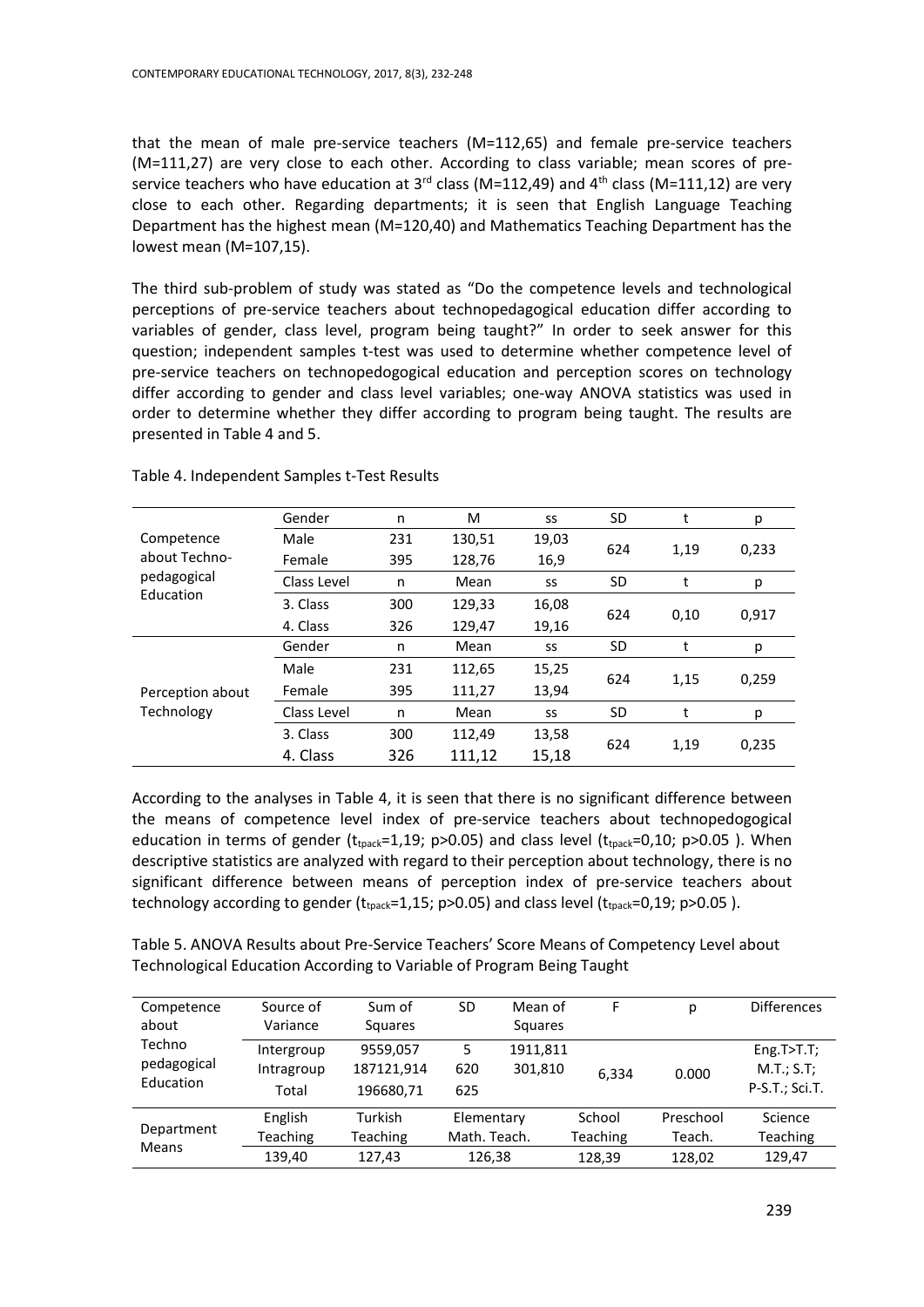that the mean of male pre-service teachers (M=112,65) and female pre-service teachers (M=111,27) are very close to each other. According to class variable; mean scores of pre-service teachers who have education at 3rd class (M=112,49) and 4th class (M=111,12) are very close to each other. Regarding departments; it is seen that English Language Teaching Department has the highest mean (M=120,40) and Mathematics Teaching Department has the lowest mean (M=107,15).

The third sub-problem of study was stated as "Do the competence levels and technological perceptions of pre-service teachers about technopedagogical education differ according to variables of gender, class level, program being taught?" In order to seek answer for this question; independent samples t-test was used to determine whether competence level of pre-service teachers on technopedogogical education and perception scores on technology differ according to gender and class level variables; one-way ANOVA statistics was used in order to determine whether they differ according to program being taught. The results are presented in Table 4 and 5.

Table 4. Independent Samples t-Test Results

| | Gender | n | M | ss | SD | t | p |
|---|---|---|---|---|---|---|---|
| Competence about Techno-pedagogical Education | Male | 231 | 130,51 | 19,03 | 624 | 1,19 | 0,233 |
| | Female | 395 | 128,76 | 16,9 | | | |
| | Class Level | n | Mean | ss | SD | t | p |
| | 3. Class | 300 | 129,33 | 16,08 | 624 | 0,10 | 0,917 |
| | 4. Class | 326 | 129,47 | 19,16 | | | |
| Perception about Technology | Gender | n | Mean | ss | SD | t | p |
| | Male | 231 | 112,65 | 15,25 | 624 | 1,15 | 0,259 |
| | Female | 395 | 111,27 | 13,94 | | | |
| | Class Level | n | Mean | ss | SD | t | p |
| | 3. Class | 300 | 112,49 | 13,58 | 624 | 1,19 | 0,235 |
| | 4. Class | 326 | 111,12 | 15,18 | | | |

According to the analyses in Table 4, it is seen that there is no significant difference between the means of competence level index of pre-service teachers about technopedogogical education in terms of gender ($t_{tpack}$=1,19; p>0.05) and class level ($t_{tpack}$=0,10; p>0.05 ). When descriptive statistics are analyzed with regard to their perception about technology, there is no significant difference between means of perception index of pre-service teachers about technology according to gender ($t_{tpack}$=1,15; p>0.05) and class level ($t_{tpack}$=0,19; p>0.05 ).

Table 5. ANOVA Results about Pre-Service Teachers' Score Means of Competency Level about Technological Education According to Variable of Program Being Taught

| Competence about Techno pedagogical Education | Source of Variance | Sum of Squares | SD | Mean of Squares | F | p | Differences |
|---|---|---|---|---|---|---|---|
| | Intergroup | 9559,057 | 5 | 1911,811 | 6,334 | 0.000 | Eng.T>T.T; M.T.; S.T; P-S.T.; Sci.T. |
| | Intragroup | 187121,914 | 620 | 301,810 | | | |
| | Total | 196680,71 | 625 | | | | |

| Department Means | English Teaching | Turkish Teaching | Elementary Math. Teach. | School Teaching | Preschool Teach. | Science Teaching |
|---|---|---|---|---|---|---|
| | 139,40 | 127,43 | 126,38 | 128,39 | 128,02 | 129,47 |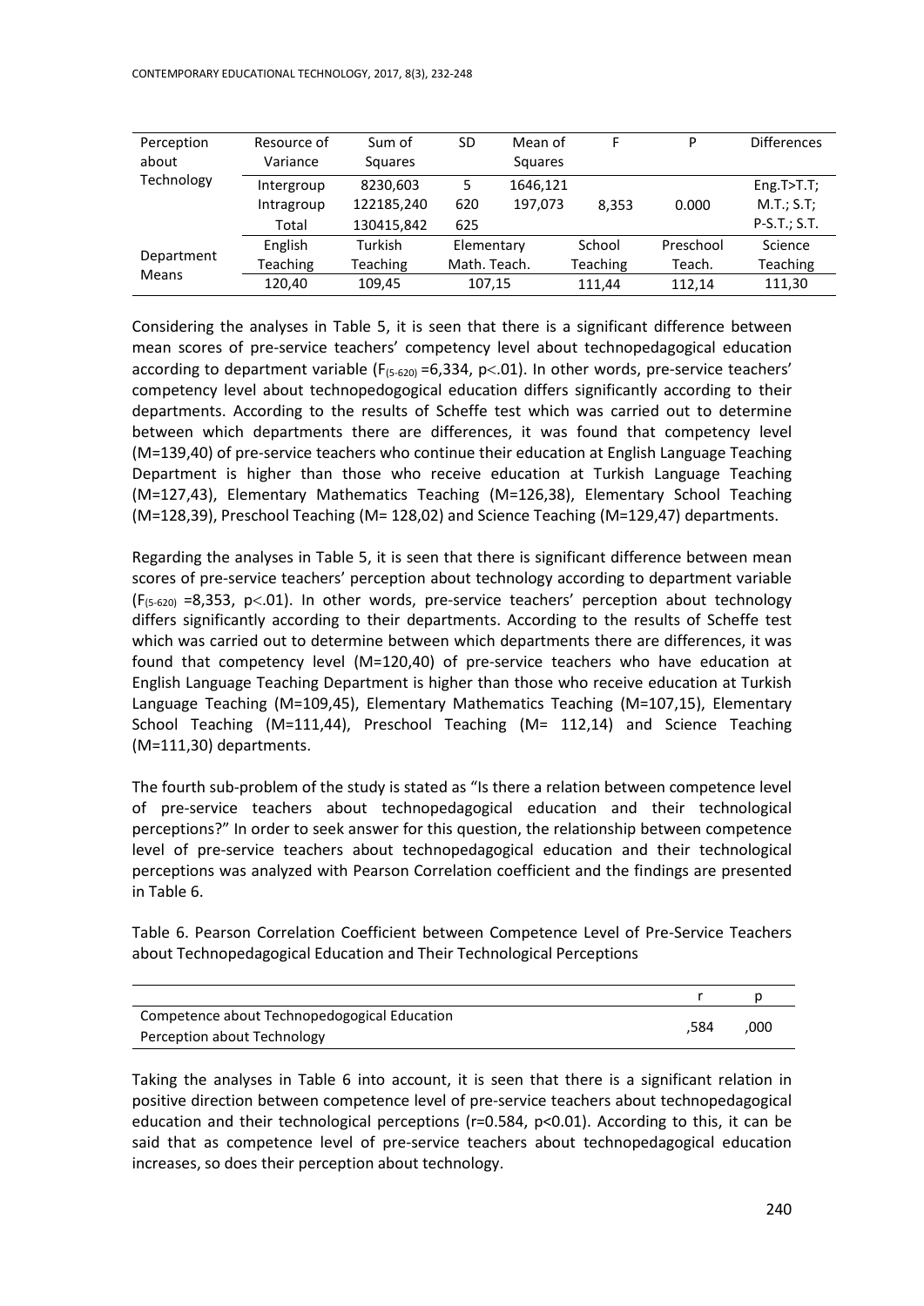| Perception about Technology | Resource of Variance | Sum of Squares | SD | Mean of Squares | F | P | Differences |
|---|---|---|---|---|---|---|---|
| | Intergroup | 8230,603 | 5 | 1646,121 | 8,353 | 0.000 | Eng.T>T.T; M.T.; S.T; P-S.T.; S.T. |
| | Intragroup | 122185,240 | 620 | 197,073 | | | |
| | Total | 130415,842 | 625 | | | | |
| Department Means | English Teaching | Turkish Teaching | Elementary Math. Teach. | | School Teaching | Preschool Teach. | Science Teaching |
| | 120,40 | 109,45 | 107,15 | | 111,44 | 112,14 | 111,30 |

Considering the analyses in Table 5, it is seen that there is a significant difference between mean scores of pre-service teachers' competency level about technopedagogical education according to department variable ($F_{(5\text{-}620)}$ =6,334, $p<.01$). In other words, pre-service teachers' competency level about technopedogogical education differs significantly according to their departments. According to the results of Scheffe test which was carried out to determine between which departments there are differences, it was found that competency level (M=139,40) of pre-service teachers who continue their education at English Language Teaching Department is higher than those who receive education at Turkish Language Teaching (M=127,43), Elementary Mathematics Teaching (M=126,38), Elementary School Teaching (M=128,39), Preschool Teaching (M= 128,02) and Science Teaching (M=129,47) departments.

Regarding the analyses in Table 5, it is seen that there is significant difference between mean scores of pre-service teachers' perception about technology according to department variable ($F_{(5\text{-}620)}$ =8,353, $p<.01$). In other words, pre-service teachers' perception about technology differs significantly according to their departments. According to the results of Scheffe test which was carried out to determine between which departments there are differences, it was found that competency level (M=120,40) of pre-service teachers who have education at English Language Teaching Department is higher than those who receive education at Turkish Language Teaching (M=109,45), Elementary Mathematics Teaching (M=107,15), Elementary School Teaching (M=111,44), Preschool Teaching (M= 112,14) and Science Teaching (M=111,30) departments.

The fourth sub-problem of the study is stated as "Is there a relation between competence level of pre-service teachers about technopedagogical education and their technological perceptions?" In order to seek answer for this question, the relationship between competence level of pre-service teachers about technopedagogical education and their technological perceptions was analyzed with Pearson Correlation coefficient and the findings are presented in Table 6.

Table 6. Pearson Correlation Coefficient between Competence Level of Pre-Service Teachers about Technopedagogical Education and Their Technological Perceptions

| | r | p |
|---|---|---|
| Competence about Technopedogogical Education<br>Perception about Technology | ,584 | ,000 |

Taking the analyses in Table 6 into account, it is seen that there is a significant relation in positive direction between competence level of pre-service teachers about technopedagogical education and their technological perceptions ($r=0.584$, $p<0.01$). According to this, it can be said that as competence level of pre-service teachers about technopedagogical education increases, so does their perception about technology.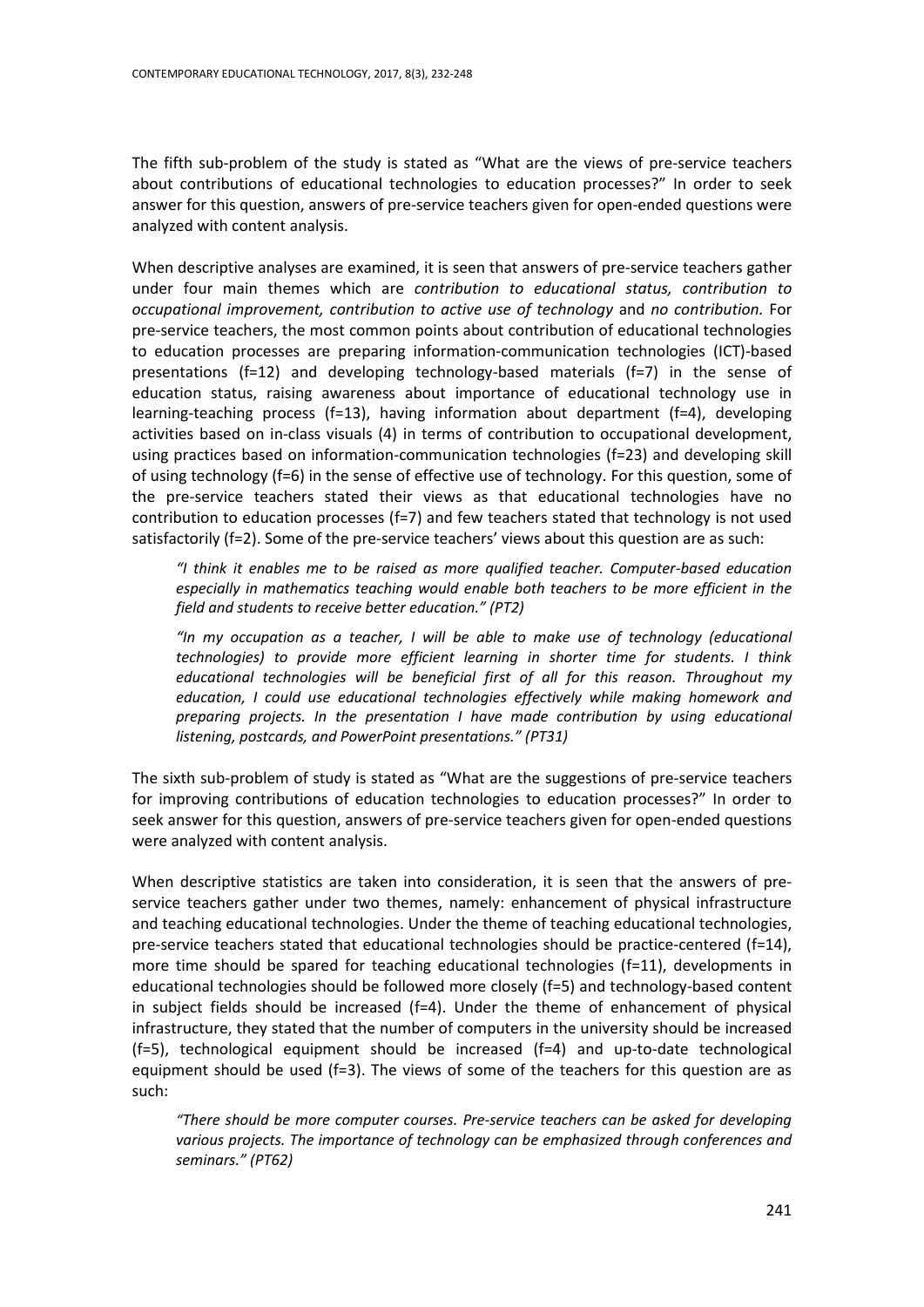The fifth sub-problem of the study is stated as "What are the views of pre-service teachers about contributions of educational technologies to education processes?" In order to seek answer for this question, answers of pre-service teachers given for open-ended questions were analyzed with content analysis.

When descriptive analyses are examined, it is seen that answers of pre-service teachers gather under four main themes which are *contribution to educational status, contribution to occupational improvement, contribution to active use of technology* and *no contribution.* For pre-service teachers, the most common points about contribution of educational technologies to education processes are preparing information-communication technologies (ICT)-based presentations (f=12) and developing technology-based materials (f=7) in the sense of education status, raising awareness about importance of educational technology use in learning-teaching process (f=13), having information about department (f=4), developing activities based on in-class visuals (4) in terms of contribution to occupational development, using practices based on information-communication technologies (f=23) and developing skill of using technology (f=6) in the sense of effective use of technology. For this question, some of the pre-service teachers stated their views as that educational technologies have no contribution to education processes (f=7) and few teachers stated that technology is not used satisfactorily (f=2). Some of the pre-service teachers' views about this question are as such:

> *"I think it enables me to be raised as more qualified teacher. Computer-based education especially in mathematics teaching would enable both teachers to be more efficient in the field and students to receive better education." (PT2)*

> *"In my occupation as a teacher, I will be able to make use of technology (educational technologies) to provide more efficient learning in shorter time for students. I think educational technologies will be beneficial first of all for this reason. Throughout my education, I could use educational technologies effectively while making homework and preparing projects. In the presentation I have made contribution by using educational listening, postcards, and PowerPoint presentations." (PT31)*

The sixth sub-problem of study is stated as "What are the suggestions of pre-service teachers for improving contributions of education technologies to education processes?" In order to seek answer for this question, answers of pre-service teachers given for open-ended questions were analyzed with content analysis.

When descriptive statistics are taken into consideration, it is seen that the answers of pre-service teachers gather under two themes, namely: enhancement of physical infrastructure and teaching educational technologies. Under the theme of teaching educational technologies, pre-service teachers stated that educational technologies should be practice-centered (f=14), more time should be spared for teaching educational technologies (f=11), developments in educational technologies should be followed more closely (f=5) and technology-based content in subject fields should be increased (f=4). Under the theme of enhancement of physical infrastructure, they stated that the number of computers in the university should be increased (f=5), technological equipment should be increased (f=4) and up-to-date technological equipment should be used (f=3). The views of some of the teachers for this question are as such:

> *"There should be more computer courses. Pre-service teachers can be asked for developing various projects. The importance of technology can be emphasized through conferences and seminars." (PT62)*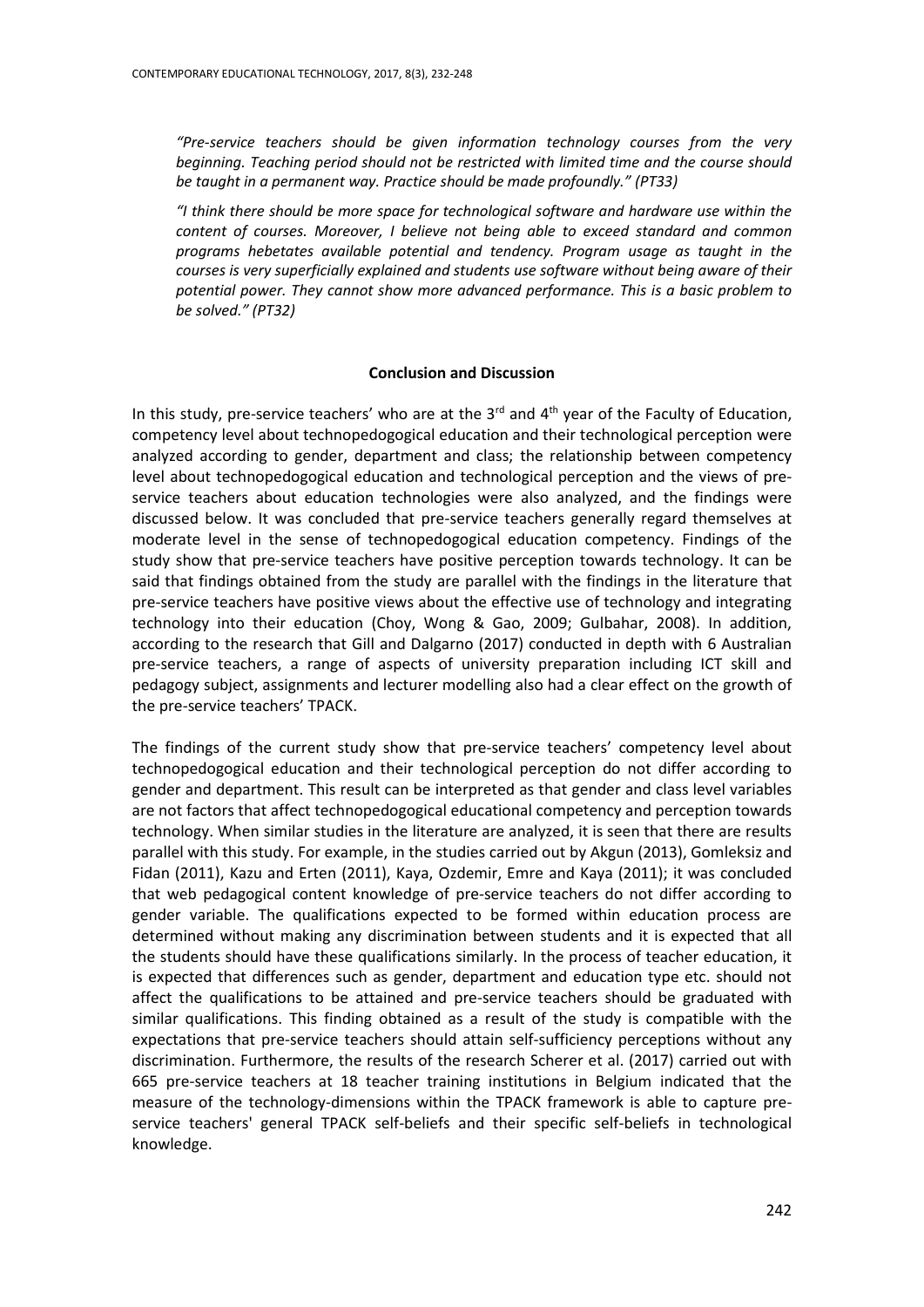*"Pre-service teachers should be given information technology courses from the very beginning. Teaching period should not be restricted with limited time and the course should be taught in a permanent way. Practice should be made profoundly." (PT33)*

*"I think there should be more space for technological software and hardware use within the content of courses. Moreover, I believe not being able to exceed standard and common programs hebetates available potential and tendency. Program usage as taught in the courses is very superficially explained and students use software without being aware of their potential power. They cannot show more advanced performance. This is a basic problem to be solved." (PT32)*

## Conclusion and Discussion

In this study, pre-service teachers' who are at the 3rd and 4th year of the Faculty of Education, competency level about technopedogogical education and their technological perception were analyzed according to gender, department and class; the relationship between competency level about technopedogogical education and technological perception and the views of pre-service teachers about education technologies were also analyzed, and the findings were discussed below. It was concluded that pre-service teachers generally regard themselves at moderate level in the sense of technopedogogical education competency. Findings of the study show that pre-service teachers have positive perception towards technology. It can be said that findings obtained from the study are parallel with the findings in the literature that pre-service teachers have positive views about the effective use of technology and integrating technology into their education (Choy, Wong & Gao, 2009; Gulbahar, 2008). In addition, according to the research that Gill and Dalgarno (2017) conducted in depth with 6 Australian pre-service teachers, a range of aspects of university preparation including ICT skill and pedagogy subject, assignments and lecturer modelling also had a clear effect on the growth of the pre-service teachers' TPACK.

The findings of the current study show that pre-service teachers' competency level about technopedogogical education and their technological perception do not differ according to gender and department. This result can be interpreted as that gender and class level variables are not factors that affect technopedogogical educational competency and perception towards technology. When similar studies in the literature are analyzed, it is seen that there are results parallel with this study. For example, in the studies carried out by Akgun (2013), Gomleksiz and Fidan (2011), Kazu and Erten (2011), Kaya, Ozdemir, Emre and Kaya (2011); it was concluded that web pedagogical content knowledge of pre-service teachers do not differ according to gender variable. The qualifications expected to be formed within education process are determined without making any discrimination between students and it is expected that all the students should have these qualifications similarly. In the process of teacher education, it is expected that differences such as gender, department and education type etc. should not affect the qualifications to be attained and pre-service teachers should be graduated with similar qualifications. This finding obtained as a result of the study is compatible with the expectations that pre-service teachers should attain self-sufficiency perceptions without any discrimination. Furthermore, the results of the research Scherer et al. (2017) carried out with 665 pre-service teachers at 18 teacher training institutions in Belgium indicated that the measure of the technology-dimensions within the TPACK framework is able to capture pre-service teachers' general TPACK self-beliefs and their specific self-beliefs in technological knowledge.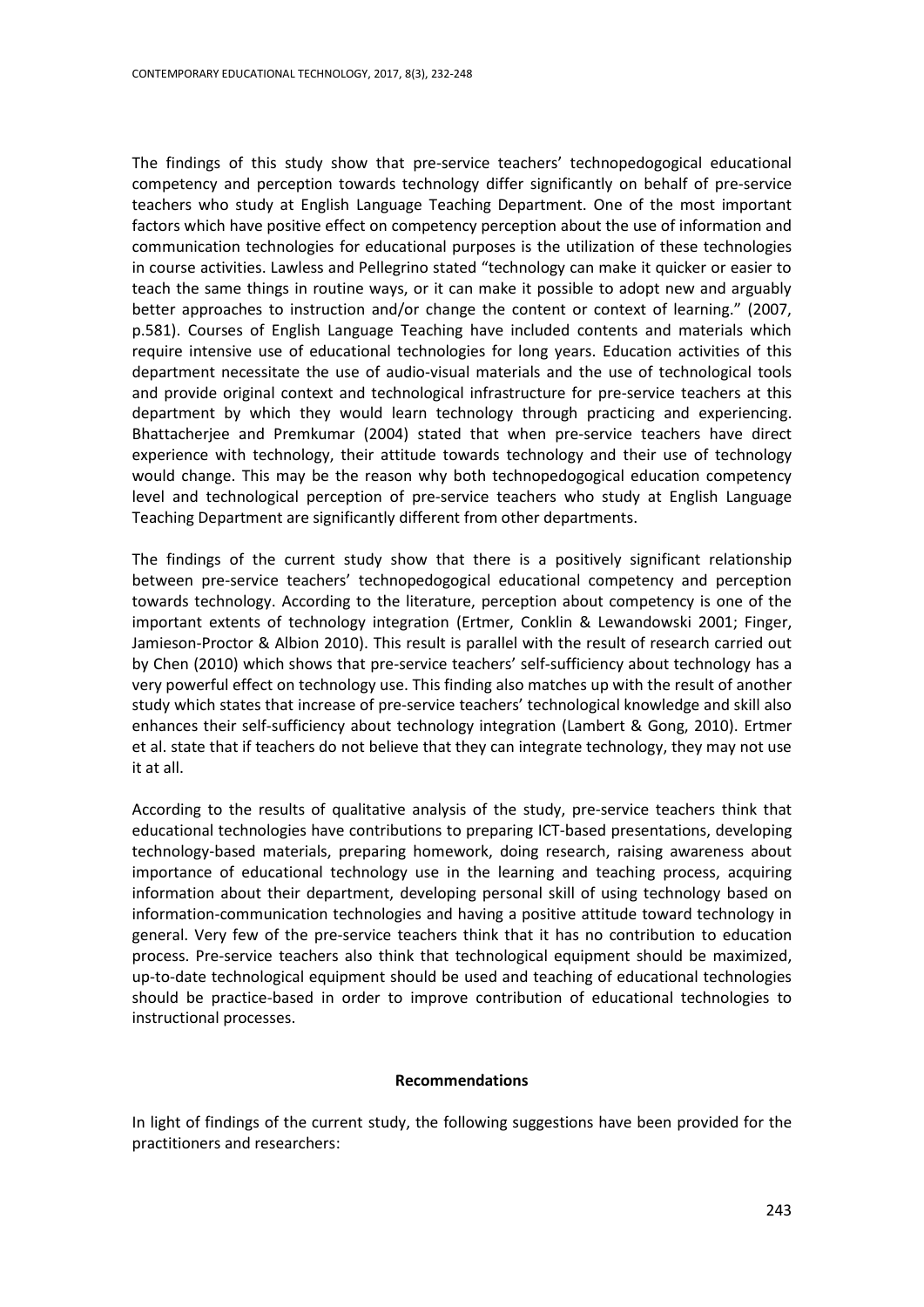The findings of this study show that pre-service teachers' technopedogogical educational competency and perception towards technology differ significantly on behalf of pre-service teachers who study at English Language Teaching Department. One of the most important factors which have positive effect on competency perception about the use of information and communication technologies for educational purposes is the utilization of these technologies in course activities. Lawless and Pellegrino stated "technology can make it quicker or easier to teach the same things in routine ways, or it can make it possible to adopt new and arguably better approaches to instruction and/or change the content or context of learning." (2007, p.581). Courses of English Language Teaching have included contents and materials which require intensive use of educational technologies for long years. Education activities of this department necessitate the use of audio-visual materials and the use of technological tools and provide original context and technological infrastructure for pre-service teachers at this department by which they would learn technology through practicing and experiencing. Bhattacherjee and Premkumar (2004) stated that when pre-service teachers have direct experience with technology, their attitude towards technology and their use of technology would change. This may be the reason why both technopedogogical education competency level and technological perception of pre-service teachers who study at English Language Teaching Department are significantly different from other departments.

The findings of the current study show that there is a positively significant relationship between pre-service teachers' technopedogogical educational competency and perception towards technology. According to the literature, perception about competency is one of the important extents of technology integration (Ertmer, Conklin & Lewandowski 2001; Finger, Jamieson-Proctor & Albion 2010). This result is parallel with the result of research carried out by Chen (2010) which shows that pre-service teachers' self-sufficiency about technology has a very powerful effect on technology use. This finding also matches up with the result of another study which states that increase of pre-service teachers' technological knowledge and skill also enhances their self-sufficiency about technology integration (Lambert & Gong, 2010). Ertmer et al. state that if teachers do not believe that they can integrate technology, they may not use it at all.

According to the results of qualitative analysis of the study, pre-service teachers think that educational technologies have contributions to preparing ICT-based presentations, developing technology-based materials, preparing homework, doing research, raising awareness about importance of educational technology use in the learning and teaching process, acquiring information about their department, developing personal skill of using technology based on information-communication technologies and having a positive attitude toward technology in general. Very few of the pre-service teachers think that it has no contribution to education process. Pre-service teachers also think that technological equipment should be maximized, up-to-date technological equipment should be used and teaching of educational technologies should be practice-based in order to improve contribution of educational technologies to instructional processes.

## Recommendations

In light of findings of the current study, the following suggestions have been provided for the practitioners and researchers: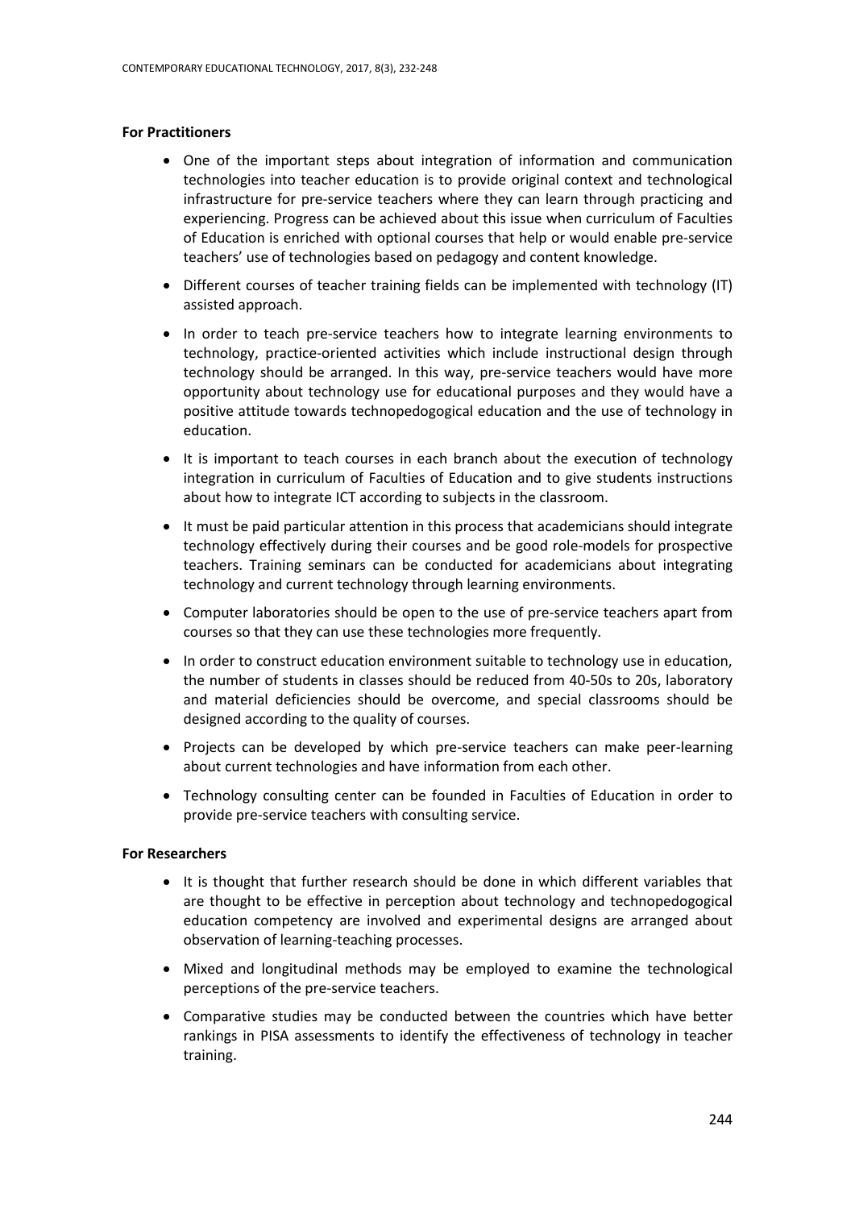**For Practitioners**

- One of the important steps about integration of information and communication technologies into teacher education is to provide original context and technological infrastructure for pre-service teachers where they can learn through practicing and experiencing. Progress can be achieved about this issue when curriculum of Faculties of Education is enriched with optional courses that help or would enable pre-service teachers' use of technologies based on pedagogy and content knowledge.
- Different courses of teacher training fields can be implemented with technology (IT) assisted approach.
- In order to teach pre-service teachers how to integrate learning environments to technology, practice-oriented activities which include instructional design through technology should be arranged. In this way, pre-service teachers would have more opportunity about technology use for educational purposes and they would have a positive attitude towards technopedogogical education and the use of technology in education.
- It is important to teach courses in each branch about the execution of technology integration in curriculum of Faculties of Education and to give students instructions about how to integrate ICT according to subjects in the classroom.
- It must be paid particular attention in this process that academicians should integrate technology effectively during their courses and be good role-models for prospective teachers. Training seminars can be conducted for academicians about integrating technology and current technology through learning environments.
- Computer laboratories should be open to the use of pre-service teachers apart from courses so that they can use these technologies more frequently.
- In order to construct education environment suitable to technology use in education, the number of students in classes should be reduced from 40-50s to 20s, laboratory and material deficiencies should be overcome, and special classrooms should be designed according to the quality of courses.
- Projects can be developed by which pre-service teachers can make peer-learning about current technologies and have information from each other.
- Technology consulting center can be founded in Faculties of Education in order to provide pre-service teachers with consulting service.

**For Researchers**

- It is thought that further research should be done in which different variables that are thought to be effective in perception about technology and technopedogogical education competency are involved and experimental designs are arranged about observation of learning-teaching processes.
- Mixed and longitudinal methods may be employed to examine the technological perceptions of the pre-service teachers.
- Comparative studies may be conducted between the countries which have better rankings in PISA assessments to identify the effectiveness of technology in teacher training.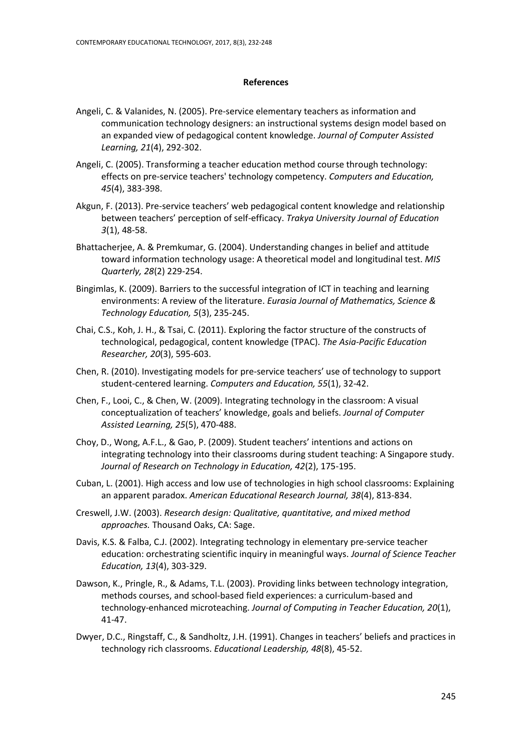## References

Angeli, C. & Valanides, N. (2005). Pre-service elementary teachers as information and communication technology designers: an instructional systems design model based on an expanded view of pedagogical content knowledge. *Journal of Computer Assisted Learning, 21*(4), 292-302.

Angeli, C. (2005). Transforming a teacher education method course through technology: effects on pre-service teachers' technology competency. *Computers and Education, 45*(4), 383-398.

Akgun, F. (2013). Pre-service teachers' web pedagogical content knowledge and relationship between teachers' perception of self-efficacy. *Trakya University Journal of Education 3*(1), 48-58.

Bhattacherjee, A. & Premkumar, G. (2004). Understanding changes in belief and attitude toward information technology usage: A theoretical model and longitudinal test. *MIS Quarterly, 28*(2) 229-254.

Bingimlas, K. (2009). Barriers to the successful integration of ICT in teaching and learning environments: A review of the literature. *Eurasia Journal of Mathematics, Science & Technology Education, 5*(3), 235-245.

Chai, C.S., Koh, J. H., & Tsai, C. (2011). Exploring the factor structure of the constructs of technological, pedagogical, content knowledge (TPAC). *The Asia-Pacific Education Researcher, 20*(3), 595-603.

Chen, R. (2010). Investigating models for pre-service teachers' use of technology to support student-centered learning. *Computers and Education, 55*(1), 32-42.

Chen, F., Looi, C., & Chen, W. (2009). Integrating technology in the classroom: A visual conceptualization of teachers' knowledge, goals and beliefs. *Journal of Computer Assisted Learning, 25*(5), 470-488.

Choy, D., Wong, A.F.L., & Gao, P. (2009). Student teachers' intentions and actions on integrating technology into their classrooms during student teaching: A Singapore study. *Journal of Research on Technology in Education, 42*(2), 175-195.

Cuban, L. (2001). High access and low use of technologies in high school classrooms: Explaining an apparent paradox. *American Educational Research Journal, 38*(4), 813-834.

Creswell, J.W. (2003). *Research design: Qualitative, quantitative, and mixed method approaches.* Thousand Oaks, CA: Sage.

Davis, K.S. & Falba, C.J. (2002). Integrating technology in elementary pre-service teacher education: orchestrating scientific inquiry in meaningful ways. *Journal of Science Teacher Education, 13*(4), 303-329.

Dawson, K., Pringle, R., & Adams, T.L. (2003). Providing links between technology integration, methods courses, and school-based field experiences: a curriculum-based and technology-enhanced microteaching. *Journal of Computing in Teacher Education, 20*(1), 41-47.

Dwyer, D.C., Ringstaff, C., & Sandholtz, J.H. (1991). Changes in teachers' beliefs and practices in technology rich classrooms. *Educational Leadership, 48*(8), 45-52.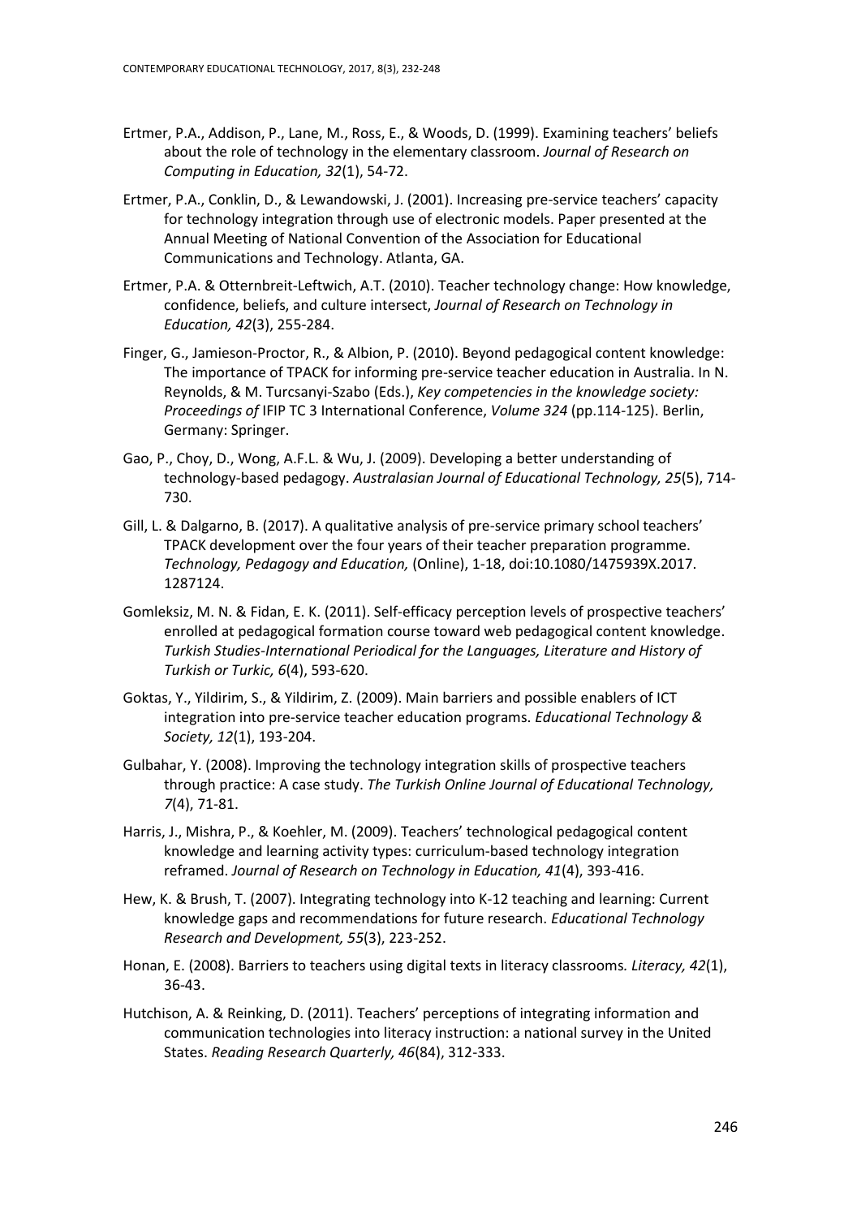Ertmer, P.A., Addison, P., Lane, M., Ross, E., & Woods, D. (1999). Examining teachers' beliefs about the role of technology in the elementary classroom. *Journal of Research on Computing in Education, 32*(1), 54-72.

Ertmer, P.A., Conklin, D., & Lewandowski, J. (2001). Increasing pre-service teachers' capacity for technology integration through use of electronic models. Paper presented at the Annual Meeting of National Convention of the Association for Educational Communications and Technology. Atlanta, GA.

Ertmer, P.A. & Otternbreit-Leftwich, A.T. (2010). Teacher technology change: How knowledge, confidence, beliefs, and culture intersect, *Journal of Research on Technology in Education, 42*(3), 255-284.

Finger, G., Jamieson-Proctor, R., & Albion, P. (2010). Beyond pedagogical content knowledge: The importance of TPACK for informing pre-service teacher education in Australia. In N. Reynolds, & M. Turcsanyi-Szabo (Eds.), *Key competencies in the knowledge society: Proceedings of* IFIP TC 3 International Conference, *Volume 324* (pp.114-125). Berlin, Germany: Springer.

Gao, P., Choy, D., Wong, A.F.L. & Wu, J. (2009). Developing a better understanding of technology-based pedagogy. *Australasian Journal of Educational Technology, 25*(5), 714-730.

Gill, L. & Dalgarno, B. (2017). A qualitative analysis of pre-service primary school teachers' TPACK development over the four years of their teacher preparation programme. *Technology, Pedagogy and Education,* (Online), 1-18, doi:10.1080/1475939X.2017.1287124.

Gomleksiz, M. N. & Fidan, E. K. (2011). Self-efficacy perception levels of prospective teachers' enrolled at pedagogical formation course toward web pedagogical content knowledge. *Turkish Studies-International Periodical for the Languages, Literature and History of Turkish or Turkic, 6*(4), 593-620.

Goktas, Y., Yildirim, S., & Yildirim, Z. (2009). Main barriers and possible enablers of ICT integration into pre-service teacher education programs. *Educational Technology & Society, 12*(1), 193-204.

Gulbahar, Y. (2008). Improving the technology integration skills of prospective teachers through practice: A case study. *The Turkish Online Journal of Educational Technology, 7*(4), 71-81.

Harris, J., Mishra, P., & Koehler, M. (2009). Teachers' technological pedagogical content knowledge and learning activity types: curriculum-based technology integration reframed. *Journal of Research on Technology in Education, 41*(4), 393-416.

Hew, K. & Brush, T. (2007). Integrating technology into K-12 teaching and learning: Current knowledge gaps and recommendations for future research. *Educational Technology Research and Development, 55*(3), 223-252.

Honan, E. (2008). Barriers to teachers using digital texts in literacy classrooms*. Literacy, 42*(1), 36-43.

Hutchison, A. & Reinking, D. (2011). Teachers' perceptions of integrating information and communication technologies into literacy instruction: a national survey in the United States. *Reading Research Quarterly, 46*(84), 312-333.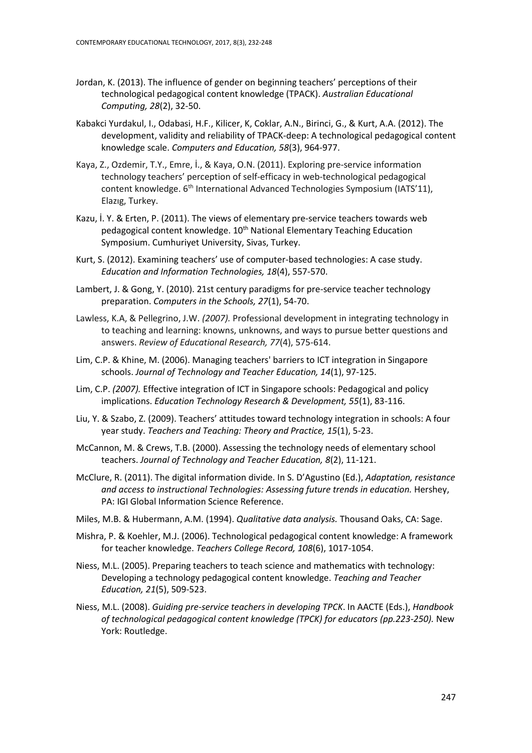Jordan, K. (2013). The influence of gender on beginning teachers' perceptions of their technological pedagogical content knowledge (TPACK). *Australian Educational Computing, 28*(2), 32-50.

Kabakci Yurdakul, I., Odabasi, H.F., Kilicer, K, Coklar, A.N., Birinci, G., & Kurt, A.A. (2012). The development, validity and reliability of TPACK-deep: A technological pedagogical content knowledge scale. *Computers and Education, 58*(3), 964-977.

Kaya, Z., Ozdemir, T.Y., Emre, İ., & Kaya, O.N. (2011). Exploring pre-service information technology teachers' perception of self-efficacy in web-technological pedagogical content knowledge. 6th International Advanced Technologies Symposium (IATS'11), Elazıg, Turkey.

Kazu, İ. Y. & Erten, P. (2011). The views of elementary pre-service teachers towards web pedagogical content knowledge. 10th National Elementary Teaching Education Symposium. Cumhuriyet University, Sivas, Turkey.

Kurt, S. (2012). Examining teachers' use of computer-based technologies: A case study. *Education and Information Technologies, 18*(4), 557-570.

Lambert, J. & Gong, Y. (2010). 21st century paradigms for pre-service teacher technology preparation. *Computers in the Schools, 27*(1), 54-70.

Lawless, K.A, & Pellegrino, J.W. *(2007).* Professional development in integrating technology in to teaching and learning: knowns, unknowns, and ways to pursue better questions and answers. *Review of Educational Research, 77*(4), 575-614.

Lim, C.P. & Khine, M. (2006). Managing teachers' barriers to ICT integration in Singapore schools. *Journal of Technology and Teacher Education, 14*(1), 97-125.

Lim, C.P. *(2007).* Effective integration of ICT in Singapore schools: Pedagogical and policy implications. *Education Technology Research & Development, 55*(1), 83-116.

Liu, Y. & Szabo, Z. (2009). Teachers' attitudes toward technology integration in schools: A four year study. *Teachers and Teaching: Theory and Practice, 15*(1), 5-23.

McCannon, M. & Crews, T.B. (2000). Assessing the technology needs of elementary school teachers. *Journal of Technology and Teacher Education, 8*(2), 11-121.

McClure, R. (2011). The digital information divide. In S. D'Agustino (Ed.), *Adaptation, resistance and access to instructional Technologies: Assessing future trends in education.* Hershey, PA: IGI Global Information Science Reference.

Miles, M.B. & Hubermann, A.M. (1994). *Qualitative data analysis.* Thousand Oaks, CA: Sage.

Mishra, P. & Koehler, M.J. (2006). Technological pedagogical content knowledge: A framework for teacher knowledge. *Teachers College Record, 108*(6), 1017-1054.

Niess, M.L. (2005). Preparing teachers to teach science and mathematics with technology: Developing a technology pedagogical content knowledge. *Teaching and Teacher Education, 21*(5), 509-523.

Niess, M.L. (2008). *Guiding pre-service teachers in developing TPCK*. In AACTE (Eds.), *Handbook of technological pedagogical content knowledge (TPCK) for educators (pp.223-250).* New York: Routledge.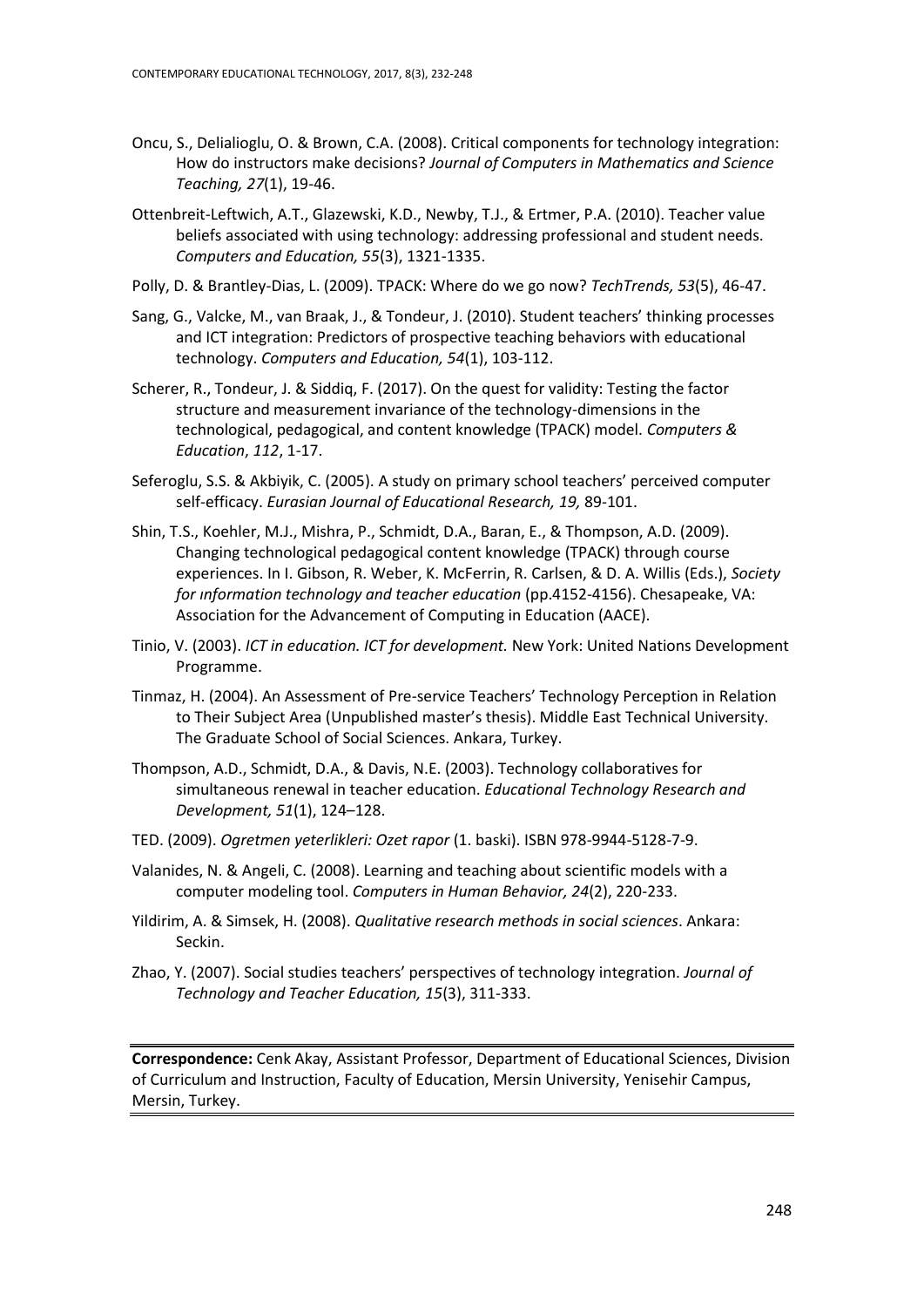Oncu, S., Delialioglu, O. & Brown, C.A. (2008). Critical components for technology integration: How do instructors make decisions? *Journal of Computers in Mathematics and Science Teaching, 27*(1), 19-46.

Ottenbreit-Leftwich, A.T., Glazewski, K.D., Newby, T.J., & Ertmer, P.A. (2010). Teacher value beliefs associated with using technology: addressing professional and student needs. *Computers and Education, 55*(3), 1321-1335.

Polly, D. & Brantley-Dias, L. (2009). TPACK: Where do we go now? *TechTrends, 53*(5), 46-47.

Sang, G., Valcke, M., van Braak, J., & Tondeur, J. (2010). Student teachers' thinking processes and ICT integration: Predictors of prospective teaching behaviors with educational technology. *Computers and Education, 54*(1), 103-112.

Scherer, R., Tondeur, J. & Siddiq, F. (2017). On the quest for validity: Testing the factor structure and measurement invariance of the technology-dimensions in the technological, pedagogical, and content knowledge (TPACK) model. *Computers & Education*, *112*, 1-17.

Seferoglu, S.S. & Akbiyik, C. (2005). A study on primary school teachers' perceived computer self-efficacy. *Eurasian Journal of Educational Research, 19,* 89-101.

Shin, T.S., Koehler, M.J., Mishra, P., Schmidt, D.A., Baran, E., & Thompson, A.D. (2009). Changing technological pedagogical content knowledge (TPACK) through course experiences. In I. Gibson, R. Weber, K. McFerrin, R. Carlsen, & D. A. Willis (Eds.), *Society for ınformation technology and teacher education* (pp.4152-4156). Chesapeake, VA: Association for the Advancement of Computing in Education (AACE).

Tinio, V. (2003). *ICT in education. ICT for development.* New York: United Nations Development Programme.

Tinmaz, H. (2004). An Assessment of Pre-service Teachers' Technology Perception in Relation to Their Subject Area (Unpublished master's thesis). Middle East Technical University. The Graduate School of Social Sciences. Ankara, Turkey.

Thompson, A.D., Schmidt, D.A., & Davis, N.E. (2003). Technology collaboratives for simultaneous renewal in teacher education. *Educational Technology Research and Development, 51*(1), 124–128.

TED. (2009). *Ogretmen yeterlikleri: Ozet rapor* (1. baski). ISBN 978-9944-5128-7-9.

Valanides, N. & Angeli, C. (2008). Learning and teaching about scientific models with a computer modeling tool. *Computers in Human Behavior, 24*(2), 220-233.

Yildirim, A. & Simsek, H. (2008). *Qualitative research methods in social sciences*. Ankara: Seckin.

Zhao, Y. (2007). Social studies teachers' perspectives of technology integration. *Journal of Technology and Teacher Education, 15*(3), 311-333.

---

**Correspondence:** Cenk Akay, Assistant Professor, Department of Educational Sciences, Division of Curriculum and Instruction, Faculty of Education, Mersin University, Yenisehir Campus, Mersin, Turkey.